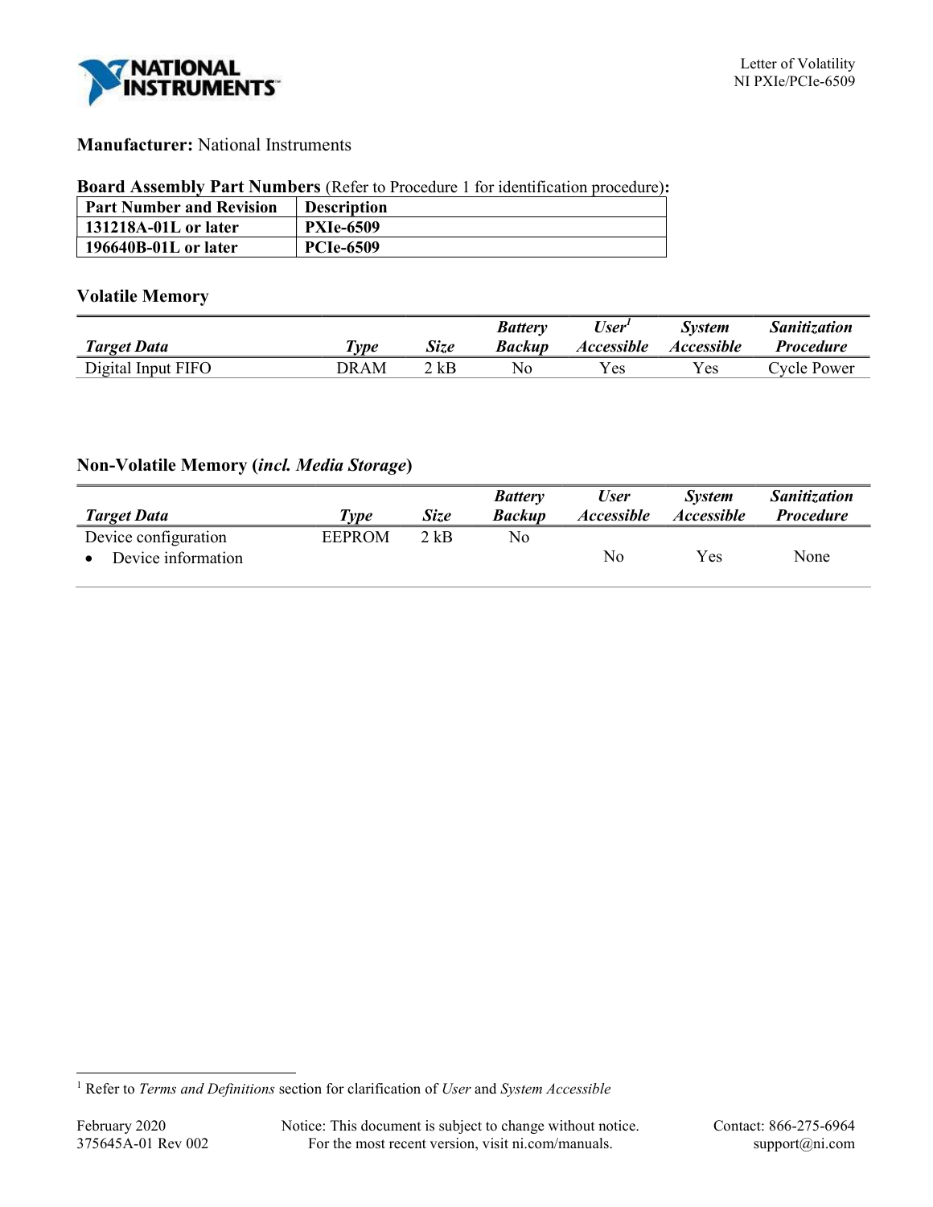**Manufacturer:** National Instruments

**Board Assembly Part Numbers** (Refer to Procedure 1 for identification procedure)**:**

| Part Number and Revision | Description |
|---|---|
| **131218A-01L or later** | **PXIe-6509** |
| **196640B-01L or later** | **PCIe-6509** |

## Volatile Memory

| *Target Data* | *Type* | *Size* | *Battery Backup* | *User[1] Accessible* | *System Accessible* | *Sanitization Procedure* |
|---|---|---|---|---|---|---|
| Digital Input FIFO | DRAM | 2 kB | No | Yes | Yes | Cycle Power |

## Non-Volatile Memory (*incl. Media Storage*)

| *Target Data* | *Type* | *Size* | *Battery Backup* | *User Accessible* | *System Accessible* | *Sanitization Procedure* |
|---|---|---|---|---|---|---|
| Device configuration | EEPROM | 2 kB | No | | | |
| • Device information | | | | No | Yes | None |

[1] Refer to *Terms and Definitions* section for clarification of *User* and *System Accessible*

February 2020
375645A-01 Rev 002

Notice: This document is subject to change without notice.
For the most recent version, visit ni.com/manuals.

Contact: 866-275-6964
support@ni.com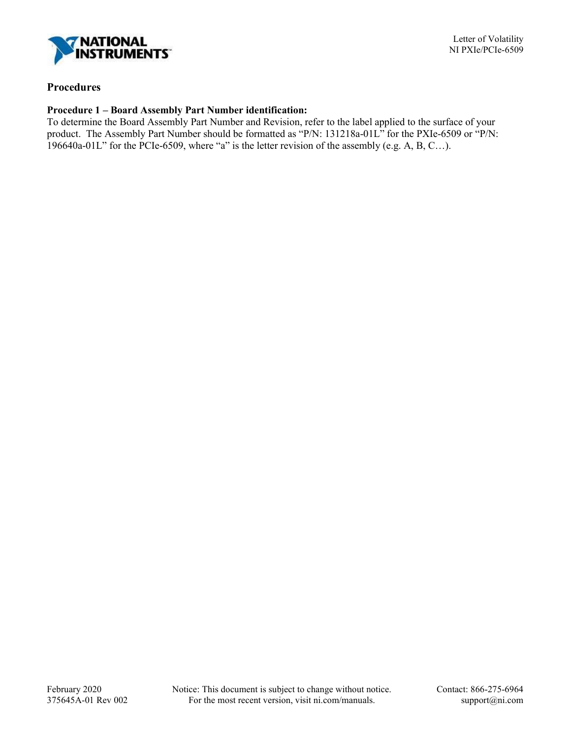## Procedures

### Procedure 1 – Board Assembly Part Number identification:

To determine the Board Assembly Part Number and Revision, refer to the label applied to the surface of your product. The Assembly Part Number should be formatted as "P/N: 131218a-01L" for the PXIe-6509 or "P/N: 196640a-01L" for the PCIe-6509, where "a" is the letter revision of the assembly (e.g. A, B, C…).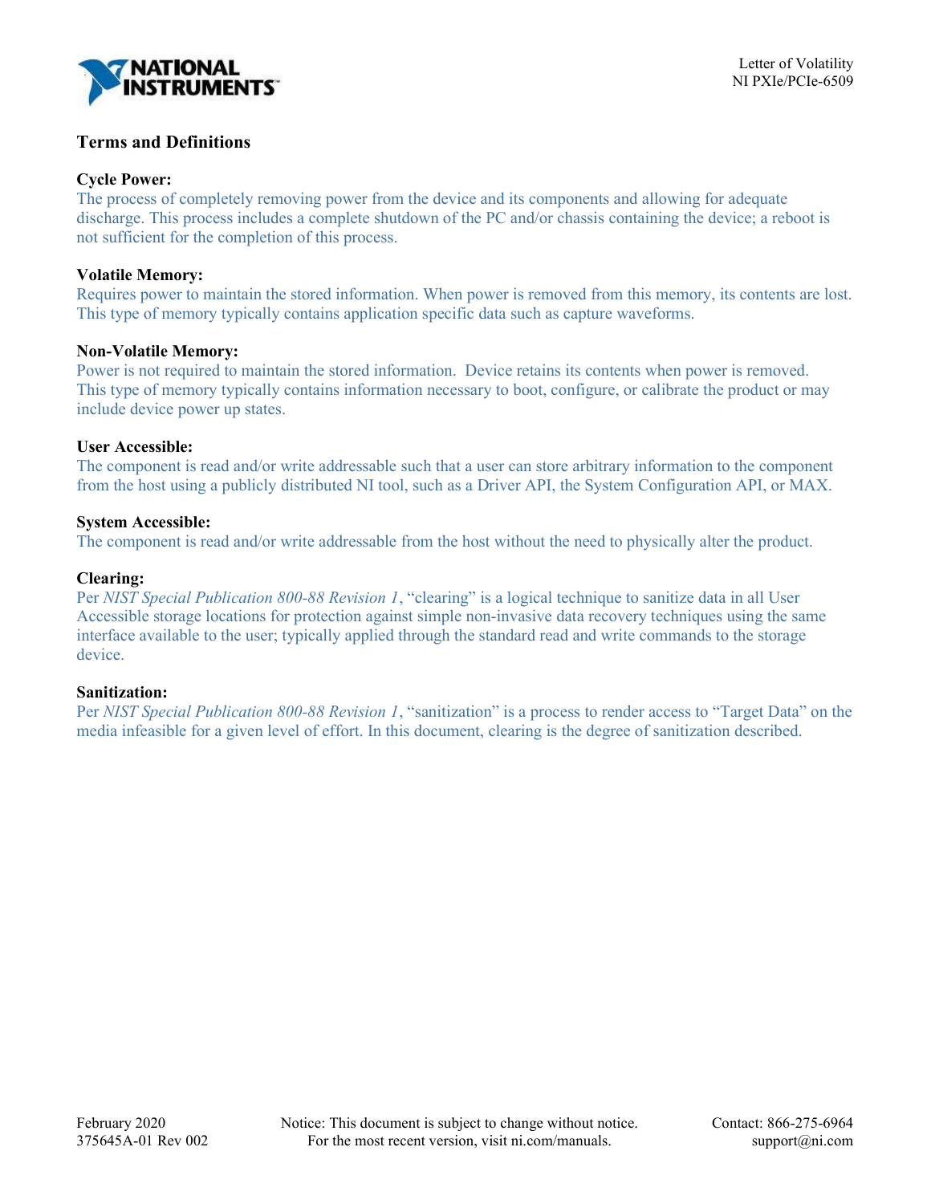## Terms and Definitions

**Cycle Power:**
The process of completely removing power from the device and its components and allowing for adequate discharge. This process includes a complete shutdown of the PC and/or chassis containing the device; a reboot is not sufficient for the completion of this process.

**Volatile Memory:**
Requires power to maintain the stored information. When power is removed from this memory, its contents are lost. This type of memory typically contains application specific data such as capture waveforms.

**Non-Volatile Memory:**
Power is not required to maintain the stored information. Device retains its contents when power is removed. This type of memory typically contains information necessary to boot, configure, or calibrate the product or may include device power up states.

**User Accessible:**
The component is read and/or write addressable such that a user can store arbitrary information to the component from the host using a publicly distributed NI tool, such as a Driver API, the System Configuration API, or MAX.

**System Accessible:**
The component is read and/or write addressable from the host without the need to physically alter the product.

**Clearing:**
Per *NIST Special Publication 800-88 Revision 1*, "clearing" is a logical technique to sanitize data in all User Accessible storage locations for protection against simple non-invasive data recovery techniques using the same interface available to the user; typically applied through the standard read and write commands to the storage device.

**Sanitization:**
Per *NIST Special Publication 800-88 Revision 1*, "sanitization" is a process to render access to "Target Data" on the media infeasible for a given level of effort. In this document, clearing is the degree of sanitization described.